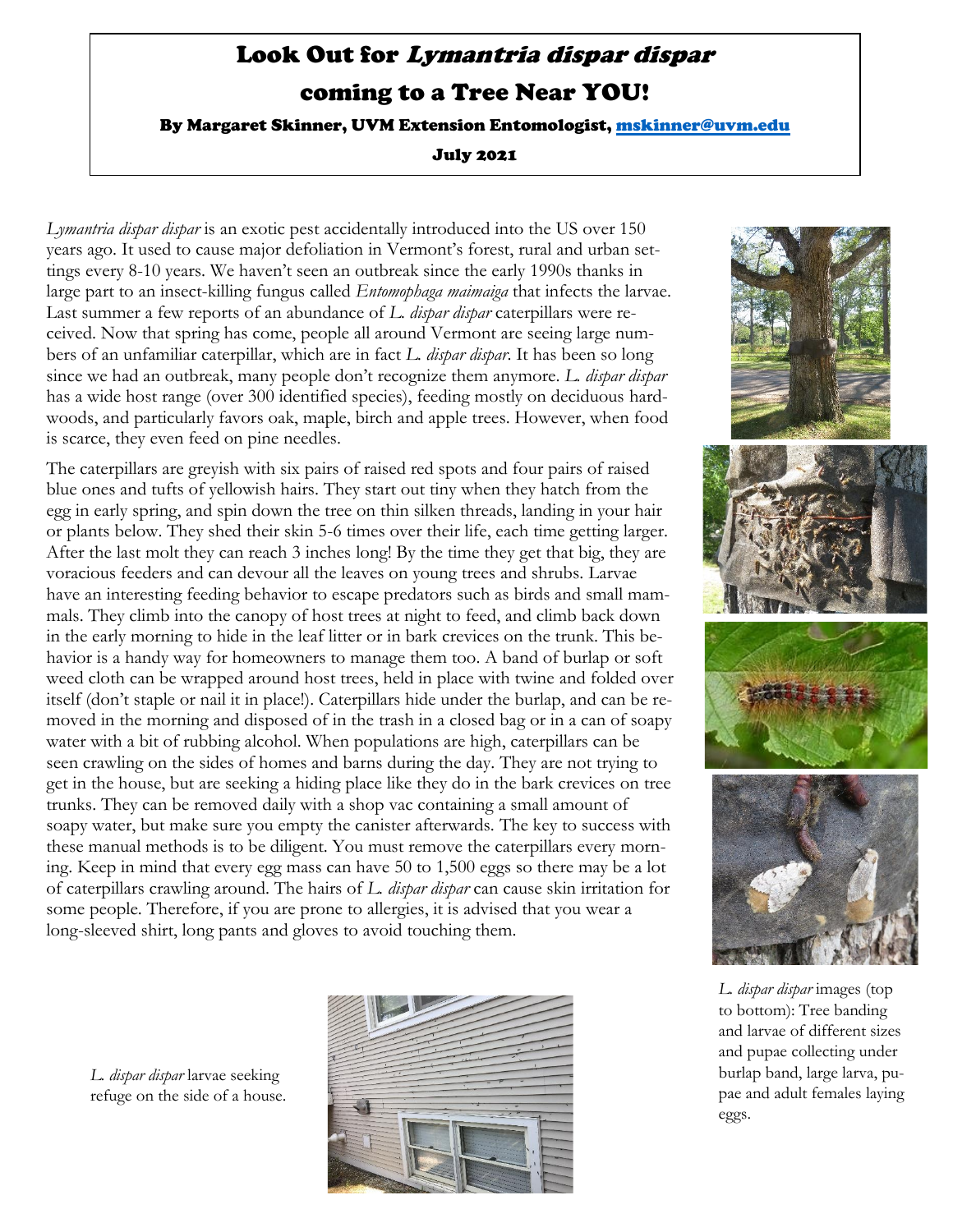# Look Out for *Lymantria dispar dispar* coming to a Tree Near YOU!

**By Margaret Skinner, UVM Extension Entomologist, mskinner@uvm.edu**

**July 2021**

*Lymantria dispar dispar* is an exotic pest accidentally introduced into the US over 150 years ago. It used to cause major defoliation in Vermont's forest, rural and urban settings every 8-10 years. We haven't seen an outbreak since the early 1990s thanks in large part to an insect-killing fungus called *Entomophaga maimaiga* that infects the larvae. Last summer a few reports of an abundance of *L. dispar dispar* caterpillars were received. Now that spring has come, people all around Vermont are seeing large numbers of an unfamiliar caterpillar, which are in fact *L. dispar dispar*. It has been so long since we had an outbreak, many people don't recognize them anymore. *L. dispar dispar* has a wide host range (over 300 identified species), feeding mostly on deciduous hardwoods, and particularly favors oak, maple, birch and apple trees. However, when food is scarce, they even feed on pine needles.

The caterpillars are greyish with six pairs of raised red spots and four pairs of raised blue ones and tufts of yellowish hairs. They start out tiny when they hatch from the egg in early spring, and spin down the tree on thin silken threads, landing in your hair or plants below. They shed their skin 5-6 times over their life, each time getting larger. After the last molt they can reach 3 inches long! By the time they get that big, they are voracious feeders and can devour all the leaves on young trees and shrubs. Larvae have an interesting feeding behavior to escape predators such as birds and small mammals. They climb into the canopy of host trees at night to feed, and climb back down in the early morning to hide in the leaf litter or in bark crevices on the trunk. This behavior is a handy way for homeowners to manage them too. A band of burlap or soft weed cloth can be wrapped around host trees, held in place with twine and folded over itself (don't staple or nail it in place!). Caterpillars hide under the burlap, and can be removed in the morning and disposed of in the trash in a closed bag or in a can of soapy water with a bit of rubbing alcohol. When populations are high, caterpillars can be seen crawling on the sides of homes and barns during the day. They are not trying to get in the house, but are seeking a hiding place like they do in the bark crevices on tree trunks. They can be removed daily with a shop vac containing a small amount of soapy water, but make sure you empty the canister afterwards. The key to success with these manual methods is to be diligent. You must remove the caterpillars every morning. Keep in mind that every egg mass can have 50 to 1,500 eggs so there may be a lot of caterpillars crawling around. The hairs of *L. dispar dispar* can cause skin irritation for some people. Therefore, if you are prone to allergies, it is advised that you wear a long-sleeved shirt, long pants and gloves to avoid touching them.

*L. dispar dispar* images (top to bottom): Tree banding and larvae of different sizes and pupae collecting under burlap band, large larva, pupae and adult females laying eggs.

*L. dispar dispar* larvae seeking refuge on the side of a house.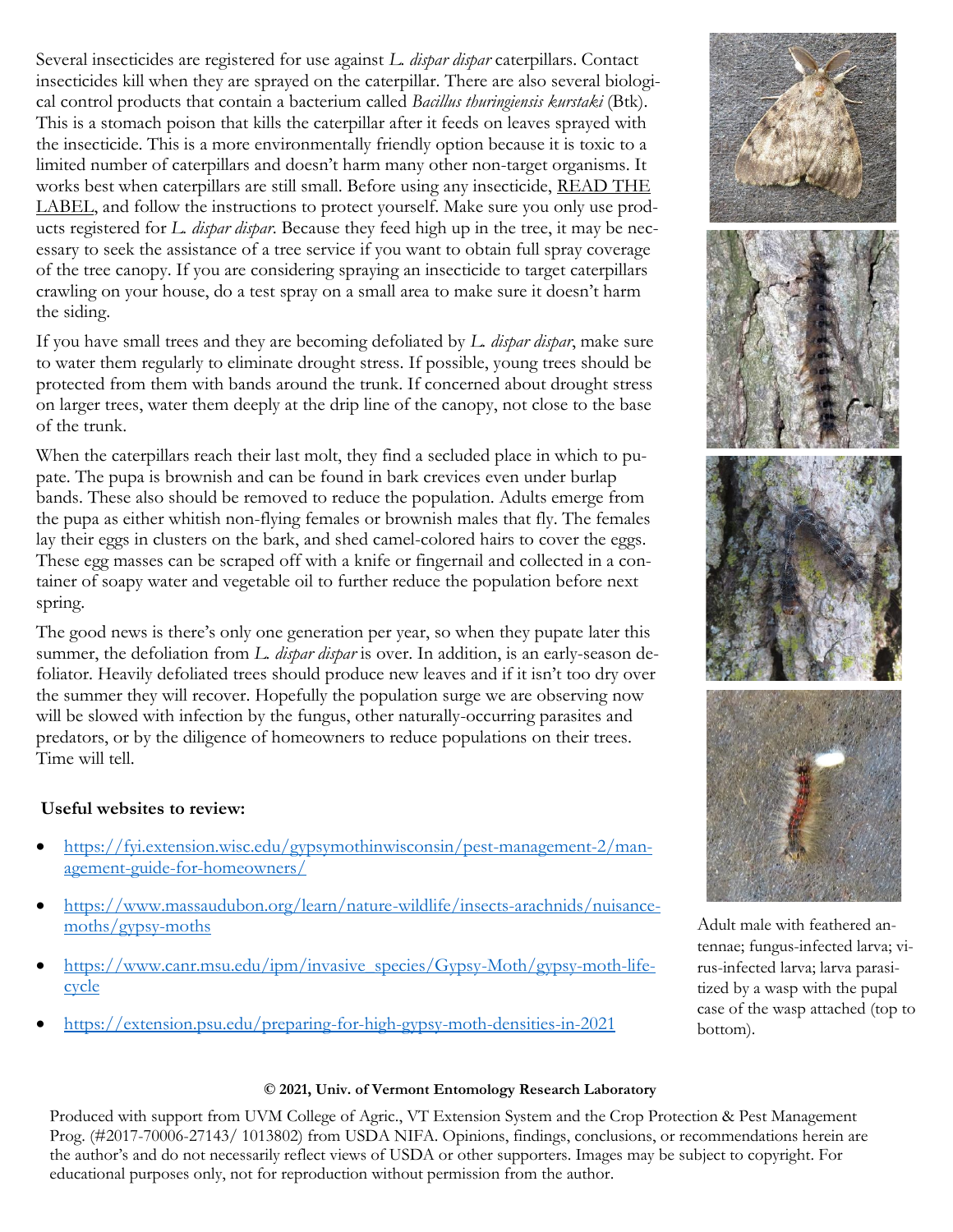Several insecticides are registered for use against *L. dispar dispar* caterpillars. Contact insecticides kill when they are sprayed on the caterpillar. There are also several biological control products that contain a bacterium called *Bacillus thuringiensis kurstaki* (Btk). This is a stomach poison that kills the caterpillar after it feeds on leaves sprayed with the insecticide. This is a more environmentally friendly option because it is toxic to a limited number of caterpillars and doesn't harm many other non-target organisms. It works best when caterpillars are still small. Before using any insecticide, READ THE LABEL, and follow the instructions to protect yourself. Make sure you only use products registered for *L. dispar dispar*. Because they feed high up in the tree, it may be necessary to seek the assistance of a tree service if you want to obtain full spray coverage of the tree canopy. If you are considering spraying an insecticide to target caterpillars crawling on your house, do a test spray on a small area to make sure it doesn't harm the siding.

If you have small trees and they are becoming defoliated by *L. dispar dispar*, make sure to water them regularly to eliminate drought stress. If possible, young trees should be protected from them with bands around the trunk. If concerned about drought stress on larger trees, water them deeply at the drip line of the canopy, not close to the base of the trunk.

When the caterpillars reach their last molt, they find a secluded place in which to pupate. The pupa is brownish and can be found in bark crevices even under burlap bands. These also should be removed to reduce the population. Adults emerge from the pupa as either whitish non-flying females or brownish males that fly. The females lay their eggs in clusters on the bark, and shed camel-colored hairs to cover the eggs. These egg masses can be scraped off with a knife or fingernail and collected in a container of soapy water and vegetable oil to further reduce the population before next spring.

The good news is there's only one generation per year, so when they pupate later this summer, the defoliation from *L. dispar dispar* is over. In addition, is an early-season defoliator. Heavily defoliated trees should produce new leaves and if it isn't too dry over the summer they will recover. Hopefully the population surge we are observing now will be slowed with infection by the fungus, other naturally-occurring parasites and predators, or by the diligence of homeowners to reduce populations on their trees. Time will tell.

Adult male with feathered antennae; fungus-infected larva; virus-infected larva; larva parasitized by a wasp with the pupal case of the wasp attached (top to bottom).

**Useful websites to review:**

- https://fyi.extension.wisc.edu/gypsymothinwisconsin/pest-management-2/management-guide-for-homeowners/
- https://www.massaudubon.org/learn/nature-wildlife/insects-arachnids/nuisance-moths/gypsy-moths
- https://www.canr.msu.edu/ipm/invasive_species/Gypsy-Moth/gypsy-moth-life-cycle
- https://extension.psu.edu/preparing-for-high-gypsy-moth-densities-in-2021

**© 2021, Univ. of Vermont Entomology Research Laboratory**

Produced with support from UVM College of Agric., VT Extension System and the Crop Protection & Pest Management Prog. (#2017-70006-27143/ 1013802) from USDA NIFA. Opinions, findings, conclusions, or recommendations herein are the author's and do not necessarily reflect views of USDA or other supporters. Images may be subject to copyright. For educational purposes only, not for reproduction without permission from the author.